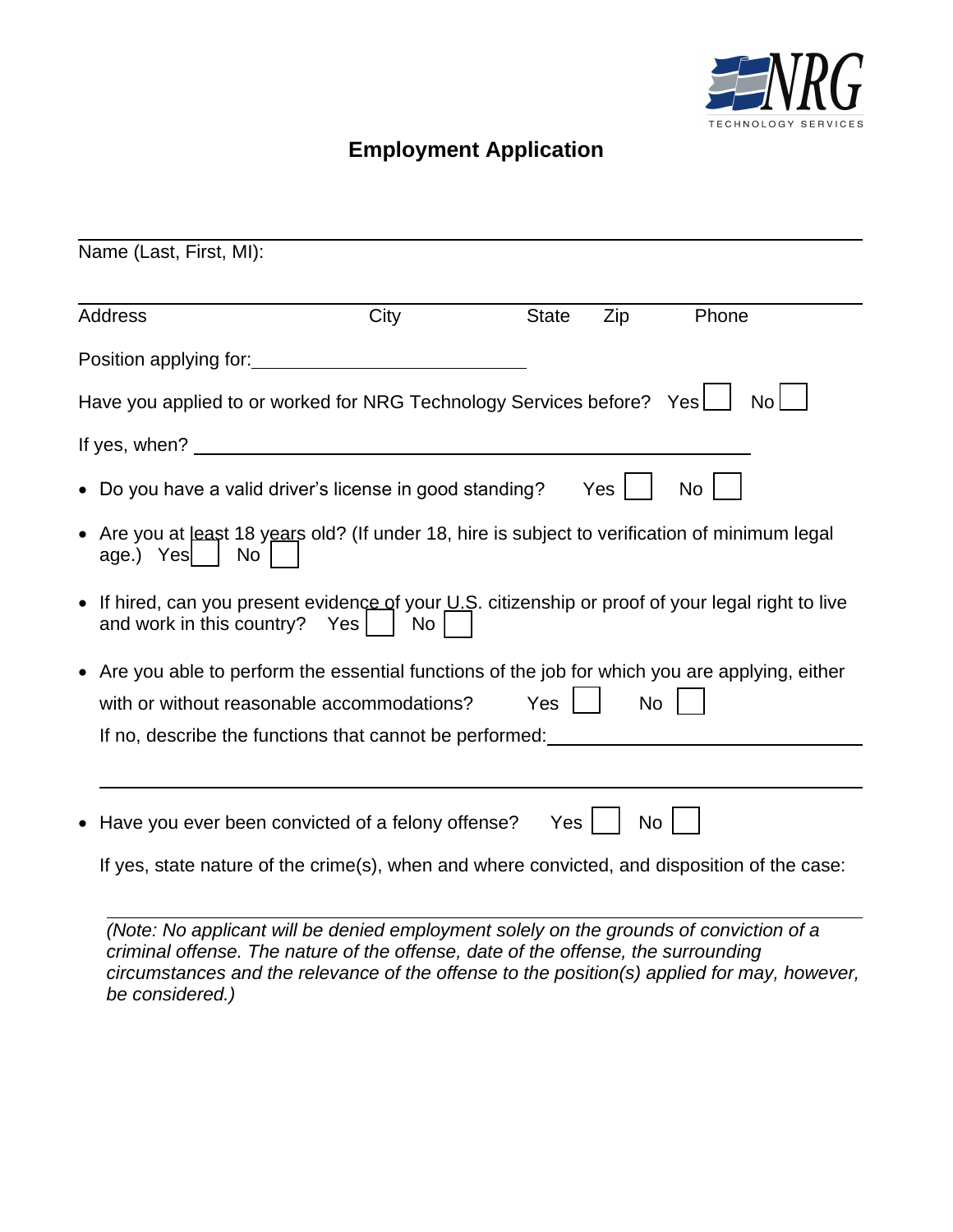NRG
TECHNOLOGY SERVICES

# Employment Application

Name (Last, First, MI):

Address | City | State | Zip | Phone

Position applying for: ____________________

Have you applied to or worked for NRG Technology Services before? Yes ☐ No ☐

If yes, when? ____________________

- Do you have a valid driver's license in good standing? Yes ☐ No ☐
- Are you at least 18 years old? (If under 18, hire is subject to verification of minimum legal age.) Yes ☐ No ☐
- If hired, can you present evidence of your U.S. citizenship or proof of your legal right to live and work in this country? Yes ☐ No ☐
- Are you able to perform the essential functions of the job for which you are applying, either with or without reasonable accommodations? Yes ☐ No ☐

  If no, describe the functions that cannot be performed: ____________________

- Have you ever been convicted of a felony offense? Yes ☐ No ☐

  If yes, state nature of the crime(s), when and where convicted, and disposition of the case:

  *(Note: No applicant will be denied employment solely on the grounds of conviction of a criminal offense. The nature of the offense, date of the offense, the surrounding circumstances and the relevance of the offense to the position(s) applied for may, however, be considered.)*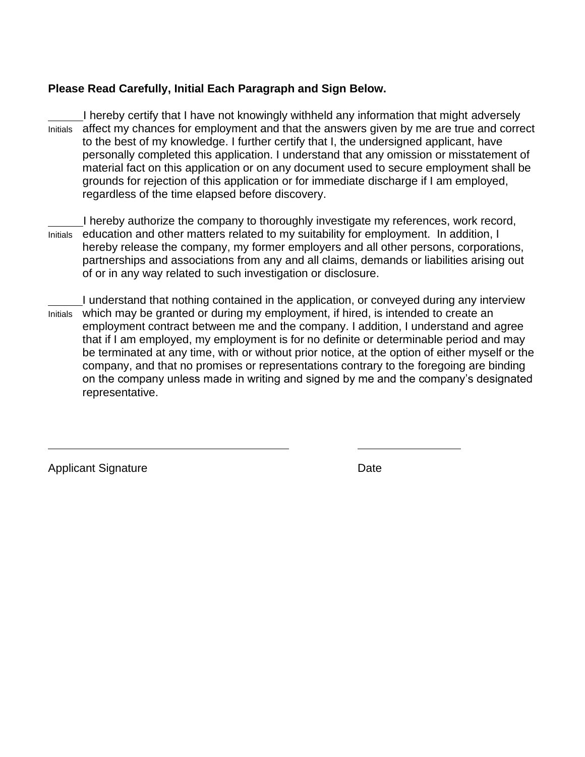**Please Read Carefully, Initial Each Paragraph and Sign Below.**

______ Initials — I hereby certify that I have not knowingly withheld any information that might adversely affect my chances for employment and that the answers given by me are true and correct to the best of my knowledge. I further certify that I, the undersigned applicant, have personally completed this application. I understand that any omission or misstatement of material fact on this application or on any document used to secure employment shall be grounds for rejection of this application or for immediate discharge if I am employed, regardless of the time elapsed before discovery.

______ Initials — I hereby authorize the company to thoroughly investigate my references, work record, education and other matters related to my suitability for employment. In addition, I hereby release the company, my former employers and all other persons, corporations, partnerships and associations from any and all claims, demands or liabilities arising out of or in any way related to such investigation or disclosure.

______ Initials — I understand that nothing contained in the application, or conveyed during any interview which may be granted or during my employment, if hired, is intended to create an employment contract between me and the company. I addition, I understand and agree that if I am employed, my employment is for no definite or determinable period and may be terminated at any time, with or without prior notice, at the option of either myself or the company, and that no promises or representations contrary to the foregoing are binding on the company unless made in writing and signed by me and the company's designated representative.

______________________________________ ________________

Applicant Signature Date